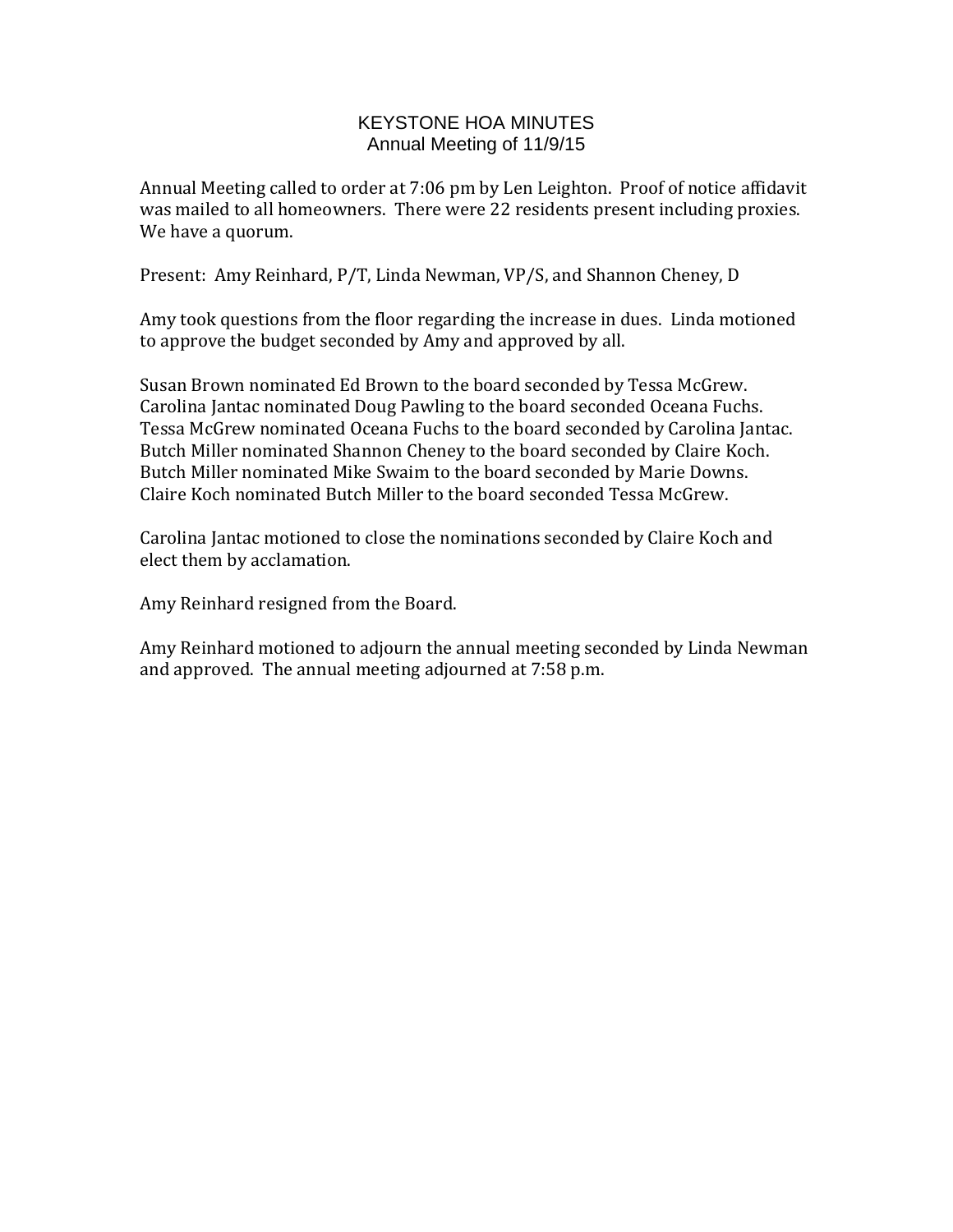# KEYSTONE HOA MINUTES
## Annual Meeting of 11/9/15

Annual Meeting called to order at 7:06 pm by Len Leighton. Proof of notice affidavit was mailed to all homeowners. There were 22 residents present including proxies. We have a quorum.

Present: Amy Reinhard, P/T, Linda Newman, VP/S, and Shannon Cheney, D

Amy took questions from the floor regarding the increase in dues. Linda motioned to approve the budget seconded by Amy and approved by all.

Susan Brown nominated Ed Brown to the board seconded by Tessa McGrew.
Carolina Jantac nominated Doug Pawling to the board seconded Oceana Fuchs.
Tessa McGrew nominated Oceana Fuchs to the board seconded by Carolina Jantac.
Butch Miller nominated Shannon Cheney to the board seconded by Claire Koch.
Butch Miller nominated Mike Swaim to the board seconded by Marie Downs.
Claire Koch nominated Butch Miller to the board seconded Tessa McGrew.

Carolina Jantac motioned to close the nominations seconded by Claire Koch and elect them by acclamation.

Amy Reinhard resigned from the Board.

Amy Reinhard motioned to adjourn the annual meeting seconded by Linda Newman and approved. The annual meeting adjourned at 7:58 p.m.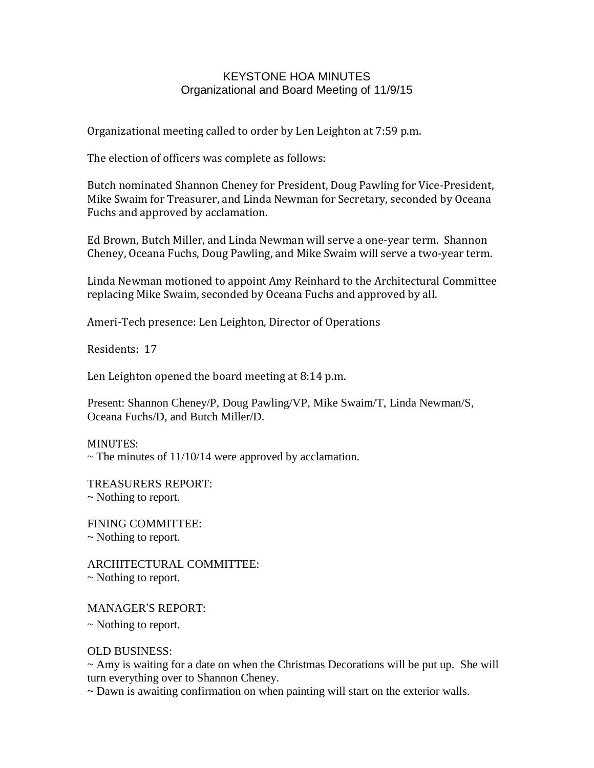# KEYSTONE HOA MINUTES

## Organizational and Board Meeting of 11/9/15

Organizational meeting called to order by Len Leighton at 7:59 p.m.

The election of officers was complete as follows:

Butch nominated Shannon Cheney for President, Doug Pawling for Vice-President, Mike Swaim for Treasurer, and Linda Newman for Secretary, seconded by Oceana Fuchs and approved by acclamation.

Ed Brown, Butch Miller, and Linda Newman will serve a one-year term. Shannon Cheney, Oceana Fuchs, Doug Pawling, and Mike Swaim will serve a two-year term.

Linda Newman motioned to appoint Amy Reinhard to the Architectural Committee replacing Mike Swaim, seconded by Oceana Fuchs and approved by all.

Ameri-Tech presence: Len Leighton, Director of Operations

Residents: 17

Len Leighton opened the board meeting at 8:14 p.m.

Present: Shannon Cheney/P, Doug Pawling/VP, Mike Swaim/T, Linda Newman/S, Oceana Fuchs/D, and Butch Miller/D.

MINUTES:
~ The minutes of 11/10/14 were approved by acclamation.

TREASURERS REPORT:
~ Nothing to report.

FINING COMMITTEE:
~ Nothing to report.

ARCHITECTURAL COMMITTEE:
~ Nothing to report.

MANAGER'S REPORT:
~ Nothing to report.

OLD BUSINESS:
~ Amy is waiting for a date on when the Christmas Decorations will be put up. She will turn everything over to Shannon Cheney.
~ Dawn is awaiting confirmation on when painting will start on the exterior walls.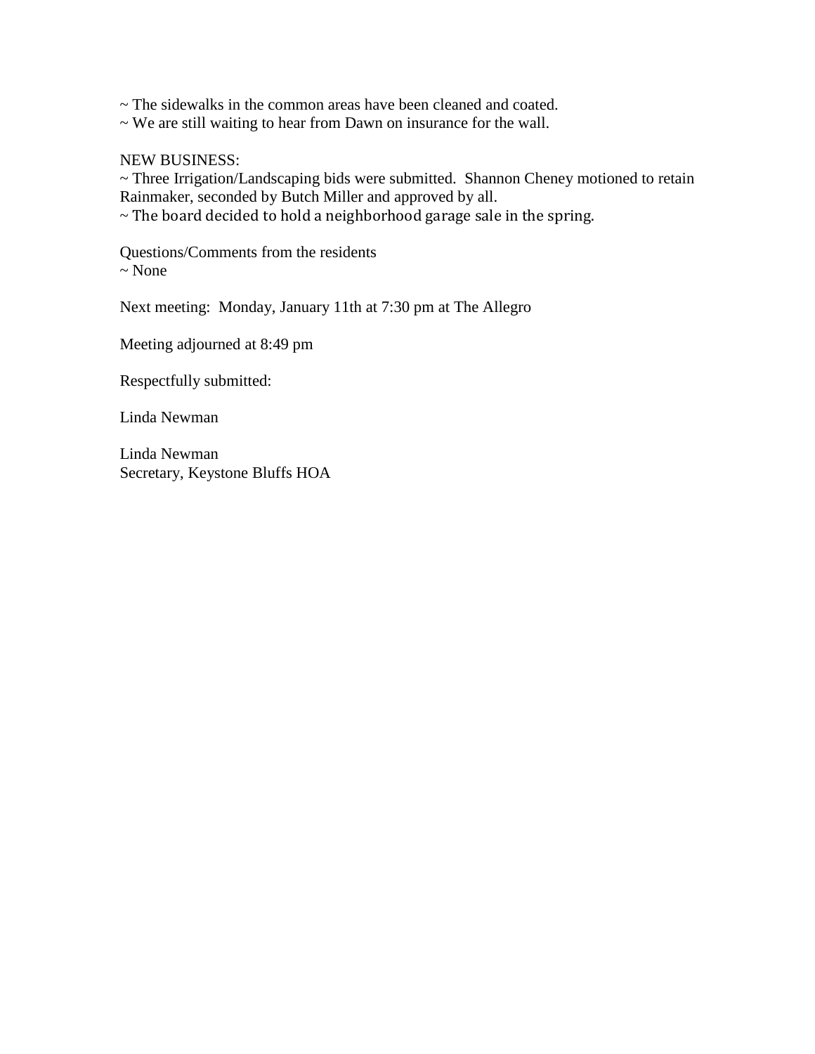~ The sidewalks in the common areas have been cleaned and coated.
~ We are still waiting to hear from Dawn on insurance for the wall.

NEW BUSINESS:
~ Three Irrigation/Landscaping bids were submitted. Shannon Cheney motioned to retain Rainmaker, seconded by Butch Miller and approved by all.
~ The board decided to hold a neighborhood garage sale in the spring.

Questions/Comments from the residents
~ None

Next meeting: Monday, January 11th at 7:30 pm at The Allegro

Meeting adjourned at 8:49 pm

Respectfully submitted:

Linda Newman

Linda Newman
Secretary, Keystone Bluffs HOA